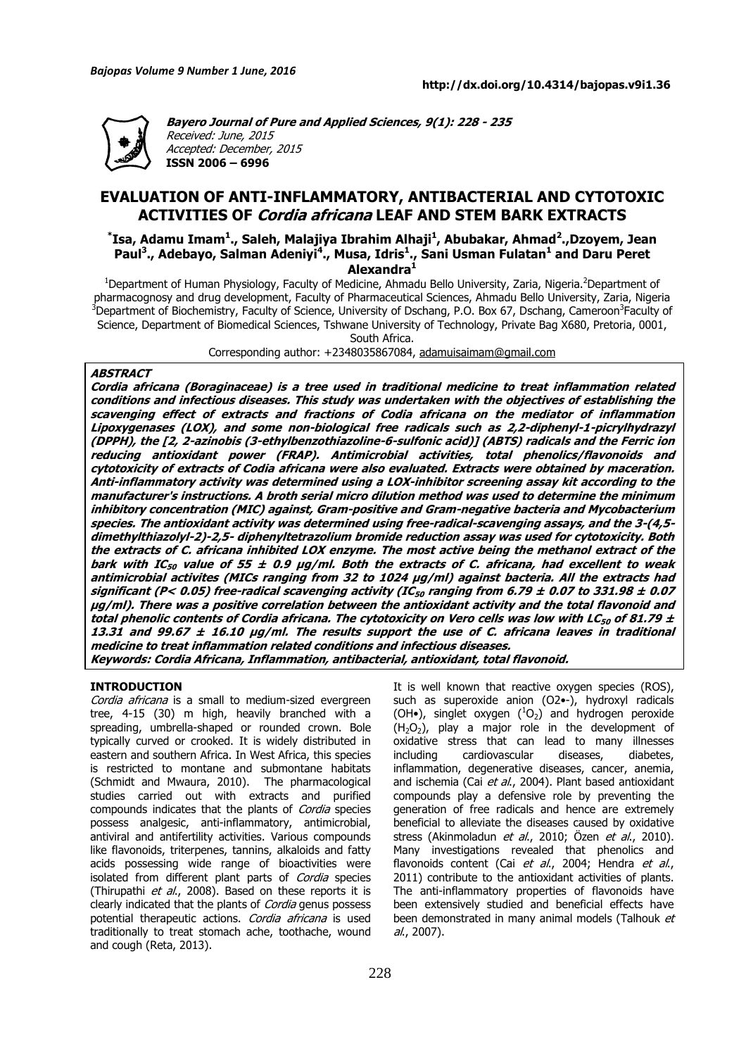**Bayero Journal of Pure and Applied Sciences, 9(1): 228 - 235**
*Received: June, 2015*
*Accepted: December, 2015*
**ISSN 2006 – 6996**

**http://dx.doi.org/10.4314/bajopas.v9i1.36**

# EVALUATION OF ANTI-INFLAMMATORY, ANTIBACTERIAL AND CYTOTOXIC ACTIVITIES OF *Cordia africana* LEAF AND STEM BARK EXTRACTS

**[*]Isa, Adamu Imam[1]., Saleh, Malajiya Ibrahim Alhaji[1], Abubakar, Ahmad[2].,Dzoyem, Jean Paul[3]., Adebayo, Salman Adeniyi[4]., Musa, Idris[1]., Sani Usman Fulatan[1] and Daru Peret Alexandra[1]**

[1]Department of Human Physiology, Faculty of Medicine, Ahmadu Bello University, Zaria, Nigeria.[2]Department of pharmacognosy and drug development, Faculty of Pharmaceutical Sciences, Ahmadu Bello University, Zaria, Nigeria [3]Department of Biochemistry, Faculty of Science, University of Dschang, P.O. Box 67, Dschang, Cameroon[3]Faculty of Science, Department of Biomedical Sciences, Tshwane University of Technology, Private Bag X680, Pretoria, 0001, South Africa.

Corresponding author: +2348035867084, adamuisaimam@gmail.com

## ABSTRACT

***Cordia africana (Boraginaceae) is a tree used in traditional medicine to treat inflammation related conditions and infectious diseases. This study was undertaken with the objectives of establishing the scavenging effect of extracts and fractions of Codia africana on the mediator of inflammation Lipoxygenases (LOX), and some non-biological free radicals such as 2,2-diphenyl-1-picrylhydrazyl (DPPH), the [2, 2-azinobis (3-ethylbenzothiazoline-6-sulfonic acid)] (ABTS) radicals and the Ferric ion reducing antioxidant power (FRAP). Antimicrobial activities, total phenolics/flavonoids and cytotoxicity of extracts of Codia africana were also evaluated. Extracts were obtained by maceration. Anti-inflammatory activity was determined using a LOX-inhibitor screening assay kit according to the manufacturer's instructions. A broth serial micro dilution method was used to determine the minimum inhibitory concentration (MIC) against, Gram-positive and Gram-negative bacteria and Mycobacterium species. The antioxidant activity was determined using free-radical-scavenging assays, and the 3-(4,5-dimethylthiazolyl-2)-2,5- diphenyltetrazolium bromide reduction assay was used for cytotoxicity. Both the extracts of C. africana inhibited LOX enzyme. The most active being the methanol extract of the bark with $IC_{50}$ value of 55 ± 0.9 µg/ml. Both the extracts of C. africana, had excellent to weak antimicrobial activites (MICs ranging from 32 to 1024 µg/ml) against bacteria. All the extracts had significant (P< 0.05) free-radical scavenging activity ($IC_{50}$ ranging from 6.79 ± 0.07 to 331.98 ± 0.07 µg/ml). There was a positive correlation between the antioxidant activity and the total flavonoid and total phenolic contents of Cordia africana. The cytotoxicity on Vero cells was low with $LC_{50}$ of 81.79 ± 13.31 and 99.67 ± 16.10 µg/ml. The results support the use of C. africana leaves in traditional medicine to treat inflammation related conditions and infectious diseases.***

***Keywords: Cordia Africana, Inflammation, antibacterial, antioxidant, total flavonoid.***

## INTRODUCTION

*Cordia africana* is a small to medium-sized evergreen tree, 4-15 (30) m high, heavily branched with a spreading, umbrella-shaped or rounded crown. Bole typically curved or crooked. It is widely distributed in eastern and southern Africa. In West Africa, this species is restricted to montane and submontane habitats (Schmidt and Mwaura, 2010). The pharmacological studies carried out with extracts and purified compounds indicates that the plants of *Cordia* species possess analgesic, anti-inflammatory, antimicrobial, antiviral and antifertility activities. Various compounds like flavonoids, triterpenes, tannins, alkaloids and fatty acids possessing wide range of bioactivities were isolated from different plant parts of *Cordia* species (Thirupathi *et al*., 2008). Based on these reports it is clearly indicated that the plants of *Cordia* genus possess potential therapeutic actions. *Cordia africana* is used traditionally to treat stomach ache, toothache, wound and cough (Reta, 2013).

It is well known that reactive oxygen species (ROS), such as superoxide anion ($O2•-$), hydroxyl radicals ($OH•$), singlet oxygen ($^1O_2$) and hydrogen peroxide ($H_2O_2$), play a major role in the development of oxidative stress that can lead to many illnesses including cardiovascular diseases, diabetes, inflammation, degenerative diseases, cancer, anemia, and ischemia (Cai *et al*., 2004). Plant based antioxidant compounds play a defensive role by preventing the generation of free radicals and hence are extremely beneficial to alleviate the diseases caused by oxidative stress (Akinmoladun *et al*., 2010; Özen *et al*., 2010). Many investigations revealed that phenolics and flavonoids content (Cai *et al*., 2004; Hendra *et al*., 2011) contribute to the antioxidant activities of plants. The anti-inflammatory properties of flavonoids have been extensively studied and beneficial effects have been demonstrated in many animal models (Talhouk *et al*., 2007).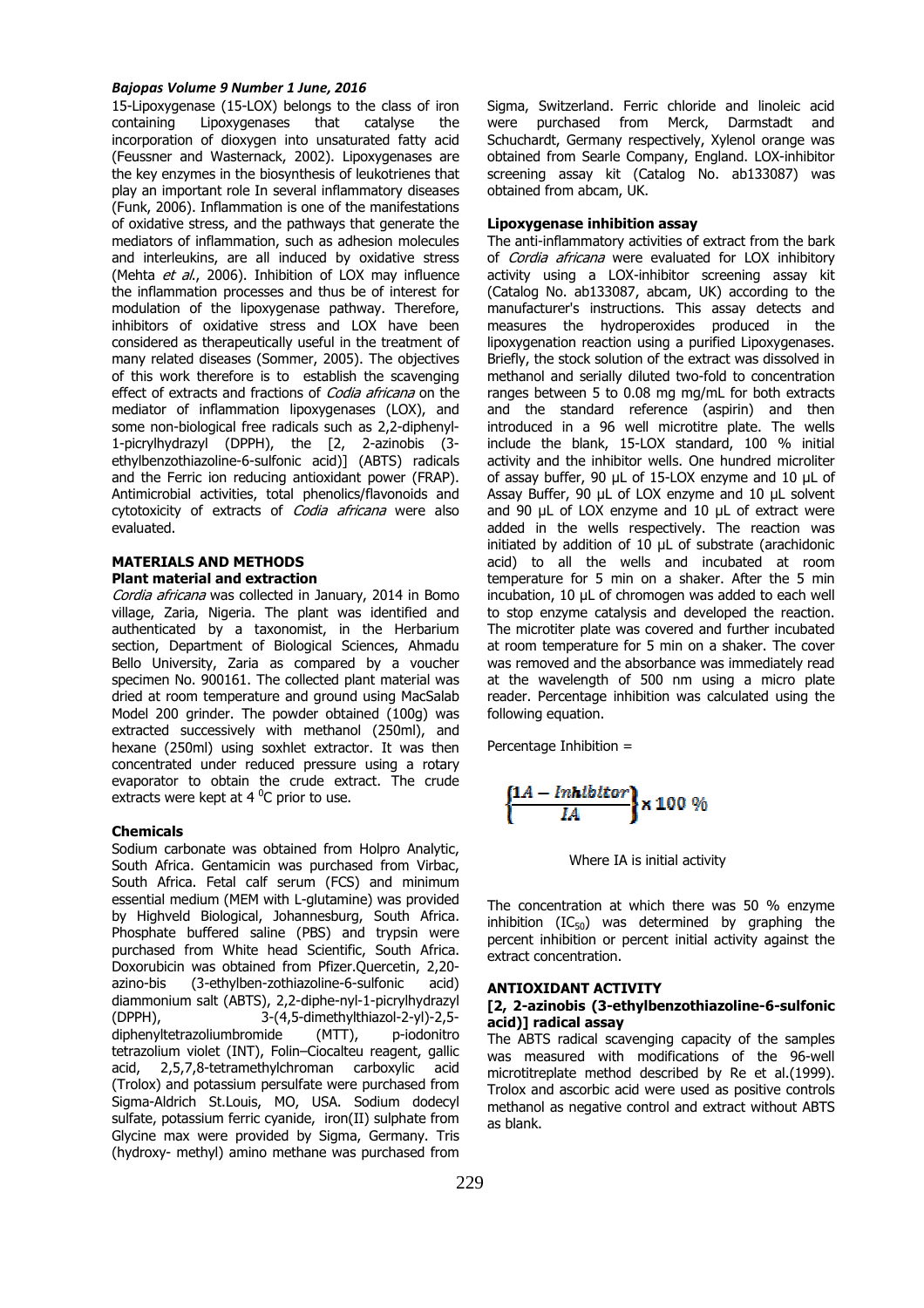15-Lipoxygenase (15-LOX) belongs to the class of iron containing Lipoxygenases that catalyse the incorporation of dioxygen into unsaturated fatty acid (Feussner and Wasternack, 2002). Lipoxygenases are the key enzymes in the biosynthesis of leukotrienes that play an important role In several inflammatory diseases (Funk, 2006). Inflammation is one of the manifestations of oxidative stress, and the pathways that generate the mediators of inflammation, such as adhesion molecules and interleukins, are all induced by oxidative stress (Mehta *et al.*, 2006). Inhibition of LOX may influence the inflammation processes and thus be of interest for modulation of the lipoxygenase pathway. Therefore, inhibitors of oxidative stress and LOX have been considered as therapeutically useful in the treatment of many related diseases (Sommer, 2005). The objectives of this work therefore is to establish the scavenging effect of extracts and fractions of *Codia africana* on the mediator of inflammation lipoxygenases (LOX), and some non-biological free radicals such as 2,2-diphenyl-1-picrylhydrazyl (DPPH), the [2, 2-azinobis (3-ethylbenzothiazoline-6-sulfonic acid)] (ABTS) radicals and the Ferric ion reducing antioxidant power (FRAP). Antimicrobial activities, total phenolics/flavonoids and cytotoxicity of extracts of *Codia africana* were also evaluated.

## MATERIALS AND METHODS

### Plant material and extraction

*Cordia africana* was collected in January, 2014 in Bomo village, Zaria, Nigeria. The plant was identified and authenticated by a taxonomist, in the Herbarium section, Department of Biological Sciences, Ahmadu Bello University, Zaria as compared by a voucher specimen No. 900161. The collected plant material was dried at room temperature and ground using MacSalab Model 200 grinder. The powder obtained (100g) was extracted successively with methanol (250ml), and hexane (250ml) using soxhlet extractor. It was then concentrated under reduced pressure using a rotary evaporator to obtain the crude extract. The crude extracts were kept at 4 $^0$C prior to use.

### Chemicals

Sodium carbonate was obtained from Holpro Analytic, South Africa. Gentamicin was purchased from Virbac, South Africa. Fetal calf serum (FCS) and minimum essential medium (MEM with L-glutamine) was provided by Highveld Biological, Johannesburg, South Africa. Phosphate buffered saline (PBS) and trypsin were purchased from White head Scientific, South Africa. Doxorubicin was obtained from Pfizer.Quercetin, 2,20-azino-bis (3-ethylben-zothiazoline-6-sulfonic acid) diammonium salt (ABTS), 2,2-diphe-nyl-1-picrylhydrazyl (DPPH), 3-(4,5-dimethylthiazol-2-yl)-2,5-diphenyltetrazoliumbromide (MTT), p-iodonitro tetrazolium violet (INT), Folin–Ciocalteu reagent, gallic acid, 2,5,7,8-tetramethylchroman carboxylic acid (Trolox) and potassium persulfate were purchased from Sigma-Aldrich St.Louis, MO, USA. Sodium dodecyl sulfate, potassium ferric cyanide, iron(II) sulphate from Glycine max were provided by Sigma, Germany. Tris (hydroxy- methyl) amino methane was purchased from Sigma, Switzerland. Ferric chloride and linoleic acid were purchased from Merck, Darmstadt and Schuchardt, Germany respectively, Xylenol orange was obtained from Searle Company, England. LOX-inhibitor screening assay kit (Catalog No. ab133087) was obtained from abcam, UK.

### Lipoxygenase inhibition assay

The anti-inflammatory activities of extract from the bark of *Cordia africana* were evaluated for LOX inhibitory activity using a LOX-inhibitor screening assay kit (Catalog No. ab133087, abcam, UK) according to the manufacturer's instructions. This assay detects and measures the hydroperoxides produced in the lipoxygenation reaction using a purified Lipoxygenases. Briefly, the stock solution of the extract was dissolved in methanol and serially diluted two-fold to concentration ranges between 5 to 0.08 mg mg/mL for both extracts and the standard reference (aspirin) and then introduced in a 96 well microtitre plate. The wells include the blank, 15-LOX standard, 100 % initial activity and the inhibitor wells. One hundred microliter of assay buffer, 90 µL of 15-LOX enzyme and 10 µL of Assay Buffer, 90 µL of LOX enzyme and 10 µL solvent and 90 µL of LOX enzyme and 10 µL of extract were added in the wells respectively. The reaction was initiated by addition of 10 µL of substrate (arachidonic acid) to all the wells and incubated at room temperature for 5 min on a shaker. After the 5 min incubation, 10 µL of chromogen was added to each well to stop enzyme catalysis and developed the reaction. The microtiter plate was covered and further incubated at room temperature for 5 min on a shaker. The cover was removed and the absorbance was immediately read at the wavelength of 500 nm using a micro plate reader. Percentage inhibition was calculated using the following equation.

Percentage Inhibition =

$$\left\{\frac{1A - Inhibitor}{IA}\right\} \times 100\ \%$$

Where IA is initial activity

The concentration at which there was 50 % enzyme inhibition ($IC_{50}$) was determined by graphing the percent inhibition or percent initial activity against the extract concentration.

## ANTIOXIDANT ACTIVITY

### [2, 2-azinobis (3-ethylbenzothiazoline-6-sulfonic acid)] radical assay

The ABTS radical scavenging capacity of the samples was measured with modifications of the 96-well microtitreplate method described by Re et al.(1999). Trolox and ascorbic acid were used as positive controls methanol as negative control and extract without ABTS as blank.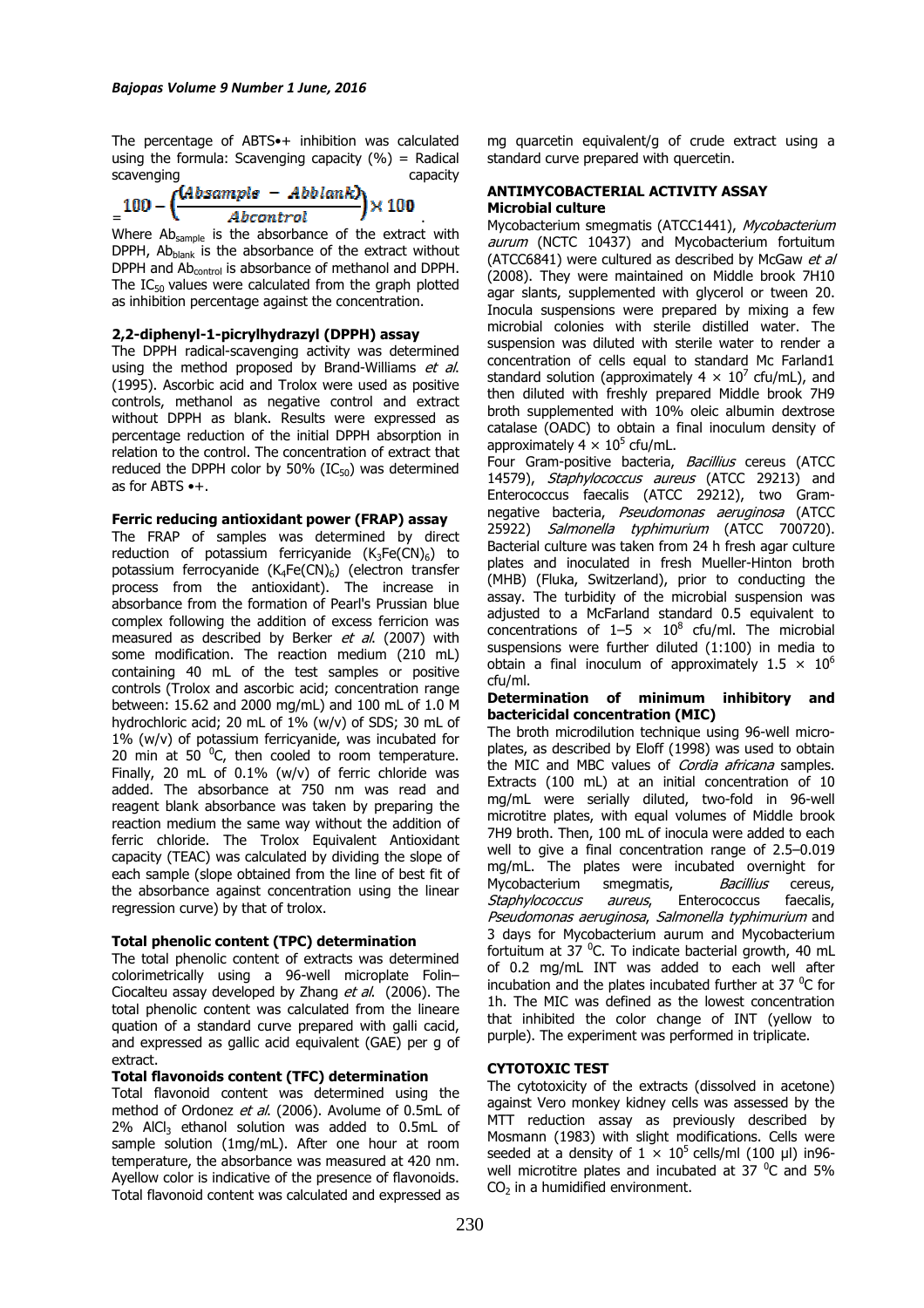The percentage of ABTS•+ inhibition was calculated using the formula: Scavenging capacity (%) = Radical scavenging capacity

$$= 100 - \left(\frac{Absample - Abblank}{Abcontrol}\right) \times 100$$

Where $Ab_{sample}$ is the absorbance of the extract with DPPH, $Ab_{blank}$ is the absorbance of the extract without DPPH and $Ab_{control}$ is absorbance of methanol and DPPH. The $IC_{50}$ values were calculated from the graph plotted as inhibition percentage against the concentration.

### 2,2-diphenyl-1-picrylhydrazyl (DPPH) assay

The DPPH radical-scavenging activity was determined using the method proposed by Brand-Williams *et al.* (1995). Ascorbic acid and Trolox were used as positive controls, methanol as negative control and extract without DPPH as blank. Results were expressed as percentage reduction of the initial DPPH absorption in relation to the control. The concentration of extract that reduced the DPPH color by 50% ($IC_{50}$) was determined as for ABTS •+.

### Ferric reducing antioxidant power (FRAP) assay

The FRAP of samples was determined by direct reduction of potassium ferricyanide ($K_3Fe(CN)_6$) to potassium ferrocyanide ($K_4Fe(CN)_6$) (electron transfer process from the antioxidant). The increase in absorbance from the formation of Pearl's Prussian blue complex following the addition of excess ferricion was measured as described by Berker *et al.* (2007) with some modification. The reaction medium (210 mL) containing 40 mL of the test samples or positive controls (Trolox and ascorbic acid; concentration range between: 15.62 and 2000 mg/mL) and 100 mL of 1.0 M hydrochloric acid; 20 mL of 1% (w/v) of SDS; 30 mL of 1% (w/v) of potassium ferricyanide, was incubated for 20 min at 50 $^0$C, then cooled to room temperature. Finally, 20 mL of 0.1% (w/v) of ferric chloride was added. The absorbance at 750 nm was read and reagent blank absorbance was taken by preparing the reaction medium the same way without the addition of ferric chloride. The Trolox Equivalent Antioxidant capacity (TEAC) was calculated by dividing the slope of each sample (slope obtained from the line of best fit of the absorbance against concentration using the linear regression curve) by that of trolox.

### Total phenolic content (TPC) determination

The total phenolic content of extracts was determined colorimetrically using a 96-well microplate Folin–Ciocalteu assay developed by Zhang *et al.* (2006). The total phenolic content was calculated from the lineare quation of a standard curve prepared with galli cacid, and expressed as gallic acid equivalent (GAE) per g of extract.

### Total flavonoids content (TFC) determination

Total flavonoid content was determined using the method of Ordonez *et al.* (2006). Avolume of 0.5mL of 2% $AlCl_3$ ethanol solution was added to 0.5mL of sample solution (1mg/mL). After one hour at room temperature, the absorbance was measured at 420 nm. Ayellow color is indicative of the presence of flavonoids. Total flavonoid content was calculated and expressed as mg quarcetin equivalent/g of crude extract using a standard curve prepared with quercetin.

## ANTIMYCOBACTERIAL ACTIVITY ASSAY

### Microbial culture

Mycobacterium smegmatis (ATCC1441), *Mycobacterium aurum* (NCTC 10437) and Mycobacterium fortuitum (ATCC6841) were cultured as described by McGaw *et al* (2008). They were maintained on Middle brook 7H10 agar slants, supplemented with glycerol or tween 20. Inocula suspensions were prepared by mixing a few microbial colonies with sterile distilled water. The suspension was diluted with sterile water to render a concentration of cells equal to standard Mc Farland1 standard solution (approximately $4 \times 10^7$ cfu/mL), and then diluted with freshly prepared Middle brook 7H9 broth supplemented with 10% oleic albumin dextrose catalase (OADC) to obtain a final inoculum density of approximately $4 \times 10^5$ cfu/mL.

Four Gram-positive bacteria, *Bacillius* cereus (ATCC 14579), *Staphylococcus aureus* (ATCC 29213) and Enterococcus faecalis (ATCC 29212), two Gram-negative bacteria, *Pseudomonas aeruginosa* (ATCC 25922) *Salmonella typhimurium* (ATCC 700720). Bacterial culture was taken from 24 h fresh agar culture plates and inoculated in fresh Mueller-Hinton broth (MHB) (Fluka, Switzerland), prior to conducting the assay. The turbidity of the microbial suspension was adjusted to a McFarland standard 0.5 equivalent to concentrations of $1–5 \times 10^8$ cfu/ml. The microbial suspensions were further diluted (1:100) in media to obtain a final inoculum of approximately $1.5 \times 10^6$ cfu/ml.

### Determination of minimum inhibitory and bactericidal concentration (MIC)

The broth microdilution technique using 96-well micro-plates, as described by Eloff (1998) was used to obtain the MIC and MBC values of *Cordia africana* samples. Extracts (100 mL) at an initial concentration of 10 mg/mL were serially diluted, two-fold in 96-well microtitre plates, with equal volumes of Middle brook 7H9 broth. Then, 100 mL of inocula were added to each well to give a final concentration range of 2.5–0.019 mg/mL. The plates were incubated overnight for Mycobacterium smegmatis, *Bacillius* cereus, *Staphylococcus aureus*, Enterococcus faecalis, *Pseudomonas aeruginosa*, *Salmonella typhimurium* and 3 days for Mycobacterium aurum and Mycobacterium fortuitum at 37 $^0$C. To indicate bacterial growth, 40 mL of 0.2 mg/mL INT was added to each well after incubation and the plates incubated further at 37 $^0$C for 1h. The MIC was defined as the lowest concentration that inhibited the color change of INT (yellow to purple). The experiment was performed in triplicate.

## CYTOTOXIC TEST

The cytotoxicity of the extracts (dissolved in acetone) against Vero monkey kidney cells was assessed by the MTT reduction assay as previously described by Mosmann (1983) with slight modifications. Cells were seeded at a density of $1 \times 10^5$ cells/ml (100 µl) in96-well microtitre plates and incubated at 37 $^0$C and 5% $CO_2$ in a humidified environment.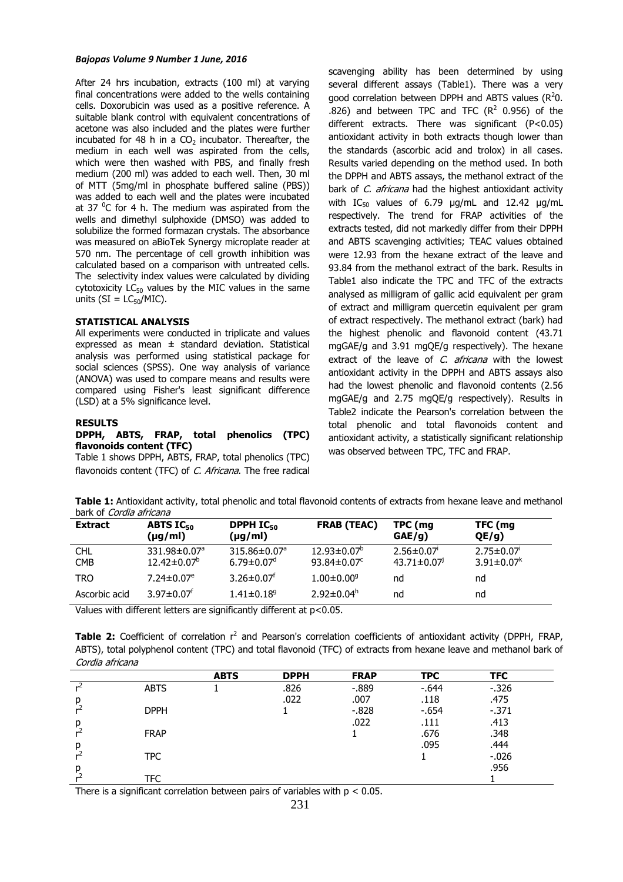After 24 hrs incubation, extracts (100 ml) at varying final concentrations were added to the wells containing cells. Doxorubicin was used as a positive reference. A suitable blank control with equivalent concentrations of acetone was also included and the plates were further incubated for 48 h in a $CO_2$ incubator. Thereafter, the medium in each well was aspirated from the cells, which were then washed with PBS, and finally fresh medium (200 ml) was added to each well. Then, 30 ml of MTT (5mg/ml in phosphate buffered saline (PBS)) was added to each well and the plates were incubated at 37 $^0$C for 4 h. The medium was aspirated from the wells and dimethyl sulphoxide (DMSO) was added to solubilize the formed formazan crystals. The absorbance was measured on aBioTek Synergy microplate reader at 570 nm. The percentage of cell growth inhibition was calculated based on a comparison with untreated cells. The selectivity index values were calculated by dividing cytotoxicity $LC_{50}$ values by the MIC values in the same units ($SI = LC_{50}/MIC$).

### STATISTICAL ANALYSIS

All experiments were conducted in triplicate and values expressed as mean ± standard deviation. Statistical analysis was performed using statistical package for social sciences (SPSS). One way analysis of variance (ANOVA) was used to compare means and results were compared using Fisher's least significant difference (LSD) at a 5% significance level.

### RESULTS

#### DPPH, ABTS, FRAP, total phenolics (TPC) flavonoids content (TFC)

Table 1 shows DPPH, ABTS, FRAP, total phenolics (TPC) flavonoids content (TFC) of *C. Africana*. The free radical scavenging ability has been determined by using several different assays (Table1). There was a very good correlation between DPPH and ABTS values ($R^2$0. .826) and between TPC and TFC ($R^2$ 0.956) of the different extracts. There was significant ($P<0.05$) antioxidant activity in both extracts though lower than the standards (ascorbic acid and trolox) in all cases. Results varied depending on the method used. In both the DPPH and ABTS assays, the methanol extract of the bark of *C. africana* had the highest antioxidant activity with $IC_{50}$ values of 6.79 µg/mL and 12.42 µg/mL respectively. The trend for FRAP activities of the extracts tested, did not markedly differ from their DPPH and ABTS scavenging activities; TEAC values obtained were 12.93 from the hexane extract of the leave and 93.84 from the methanol extract of the bark. Results in Table1 also indicate the TPC and TFC of the extracts analysed as milligram of gallic acid equivalent per gram of extract and milligram quercetin equivalent per gram of extract respectively. The methanol extract (bark) had the highest phenolic and flavonoid content (43.71 mgGAE/g and 3.91 mgQE/g respectively). The hexane extract of the leave of *C. africana* with the lowest antioxidant activity in the DPPH and ABTS assays also had the lowest phenolic and flavonoid contents (2.56 mgGAE/g and 2.75 mgQE/g respectively). Results in Table2 indicate the Pearson's correlation between the total phenolic and total flavonoids content and antioxidant activity, a statistically significant relationship was observed between TPC, TFC and FRAP.

**Table 1:** Antioxidant activity, total phenolic and total flavonoid contents of extracts from hexane leave and methanol bark of *Cordia africana*

| Extract | ABTS $IC_{50}$ (µg/ml) | DPPH $IC_{50}$ (µg/ml) | FRAB (TEAC) | TPC (mg GAE/g) | TFC (mg QE/g) |
|---|---|---|---|---|---|
| CHL | $331.98±0.07^a$ | $315.86±0.07^a$ | $12.93±0.07^b$ | $2.56±0.07^i$ | $2.75±0.07^i$ |
| CMB | $12.42±0.07^b$ | $6.79±0.07^d$ | $93.84±0.07^c$ | $43.71±0.07^j$ | $3.91±0.07^k$ |
| TRO | $7.24±0.07^e$ | $3.26±0.07^f$ | $1.00±0.00^g$ | nd | nd |
| Ascorbic acid | $3.97±0.07^f$ | $1.41±0.18^g$ | $2.92±0.04^h$ | nd | nd |

Values with different letters are significantly different at $p<0.05$.

**Table 2:** Coefficient of correlation $r^2$ and Pearson's correlation coefficients of antioxidant activity (DPPH, FRAP, ABTS), total polyphenol content (TPC) and total flavonoid (TFC) of extracts from hexane leave and methanol bark of *Cordia africana*

| | | ABTS | DPPH | FRAP | TPC | TFC |
|---|---|---|---|---|---|---|
| $r^2$ | ABTS | 1 | .826 | -.889 | -.644 | -.326 |
| p | | | .022 | .007 | .118 | .475 |
| $r^2$ | DPPH | | 1 | -.828 | -.654 | -.371 |
| p | | | | .022 | .111 | .413 |
| $r^2$ | FRAP | | | 1 | .676 | .348 |
| p | | | | | .095 | .444 |
| $r^2$ | TPC | | | | 1 | -.026 |
| p | | | | | | .956 |
| $r^2$ | TFC | | | | | 1 |

There is a significant correlation between pairs of variables with $p < 0.05$.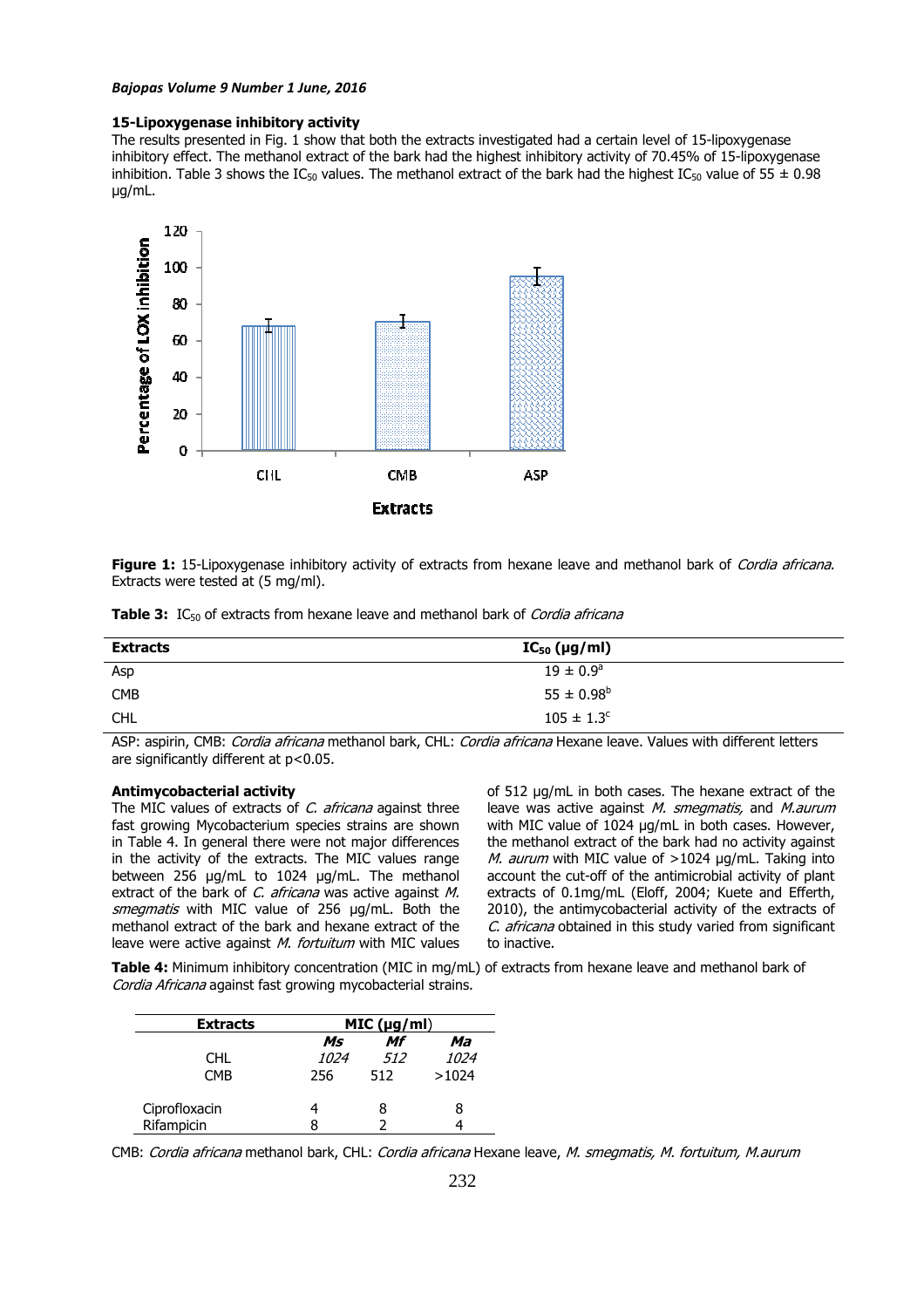### 15-Lipoxygenase inhibitory activity

The results presented in Fig. 1 show that both the extracts investigated had a certain level of 15-lipoxygenase inhibitory effect. The methanol extract of the bark had the highest inhibitory activity of 70.45% of 15-lipoxygenase inhibition. Table 3 shows the $IC_{50}$ values. The methanol extract of the bark had the highest $IC_{50}$ value of 55 ± 0.98 µg/mL.

**Figure 1:** 15-Lipoxygenase inhibitory activity of extracts from hexane leave and methanol bark of *Cordia africana*. Extracts were tested at (5 mg/ml).

**Table 3:** $IC_{50}$ of extracts from hexane leave and methanol bark of *Cordia africana*

| Extracts | $IC_{50}$ (µg/ml) |
|---|---|
| Asp | $19 \pm 0.9^{a}$ |
| CMB | $55 \pm 0.98^{b}$ |
| CHL | $105 \pm 1.3^{c}$ |

ASP: aspirin, CMB: *Cordia africana* methanol bark, CHL: *Cordia africana* Hexane leave. Values with different letters are significantly different at $p<0.05$.

### Antimycobacterial activity

The MIC values of extracts of *C. africana* against three fast growing Mycobacterium species strains are shown in Table 4. In general there were not major differences in the activity of the extracts. The MIC values range between 256 µg/mL to 1024 µg/mL. The methanol extract of the bark of *C. africana* was active against *M. smegmatis* with MIC value of 256 µg/mL. Both the methanol extract of the bark and hexane extract of the leave were active against *M. fortuitum* with MIC values of 512 µg/mL in both cases. The hexane extract of the leave was active against *M. smegmatis,* and *M.aurum* with MIC value of 1024 µg/mL in both cases. However, the methanol extract of the bark had no activity against *M. aurum* with MIC value of >1024 µg/mL. Taking into account the cut-off of the antimicrobial activity of plant extracts of 0.1mg/mL (Eloff, 2004; Kuete and Efferth, 2010), the antimycobacterial activity of the extracts of *C. africana* obtained in this study varied from significant to inactive.

**Table 4:** Minimum inhibitory concentration (MIC in mg/mL) of extracts from hexane leave and methanol bark of *Cordia Africana* against fast growing mycobacterial strains.

| Extracts | MIC (µg/ml) | | |
|---|---|---|---|
| | *Ms* | *Mf* | *Ma* |
| CHL | *1024* | *512* | *1024* |
| CMB | 256 | 512 | >1024 |
| Ciprofloxacin | 4 | 8 | 8 |
| Rifampicin | 8 | 2 | 4 |

CMB: *Cordia africana* methanol bark, CHL: *Cordia africana* Hexane leave, *M. smegmatis, M. fortuitum, M.aurum*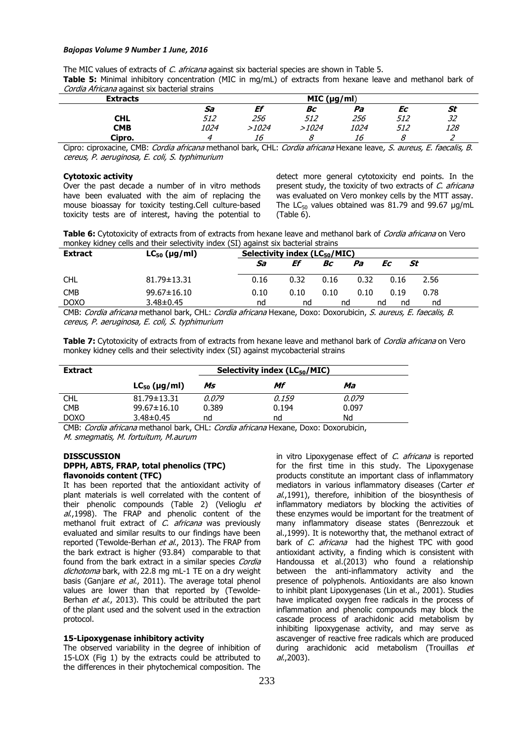The MIC values of extracts of *C. africana* against six bacterial species are shown in Table 5.

**Table 5:** Minimal inhibitory concentration (MIC in mg/mL) of extracts from hexane leave and methanol bark of *Cordia Africana* against six bacterial strains

| Extracts | MIC (µg/ml) | | | | | |
|---|---|---|---|---|---|---|
| | *Sa* | *Ef* | *Bc* | *Pa* | *Ec* | *St* |
| **CHL** | *512* | *256* | *512* | *256* | *512* | *32* |
| **CMB** | *1024* | *>1024* | *>1024* | *1024* | *512* | *128* |
| **Cipro.** | *4* | *16* | *8* | *16* | *8* | *2* |

Cipro: ciproxacine, CMB: *Cordia africana* methanol bark, CHL: *Cordia africana* Hexane leave, *S. aureus, E. faecalis, B. cereus, P. aeruginosa, E. coli, S. typhimurium*

#### Cytotoxic activity

Over the past decade a number of in vitro methods have been evaluated with the aim of replacing the mouse bioassay for toxicity testing.Cell culture-based toxicity tests are of interest, having the potential to detect more general cytotoxicity end points. In the present study, the toxicity of two extracts of *C. africana* was evaluated on Vero monkey cells by the MTT assay. The $LC_{50}$ values obtained was 81.79 and 99.67 µg/mL (Table 6).

**Table 6:** Cytotoxicity of extracts from of extracts from hexane leave and methanol bark of *Cordia africana* on Vero monkey kidney cells and their selectivity index (SI) against six bacterial strains

| Extract | $LC_{50}$ (µg/ml) | Selectivity index ($LC_{50}$/MIC) | | | | | |
|---|---|---|---|---|---|---|---|
| | | *Sa* | *Ef* | *Bc* | *Pa* | *Ec* | *St* |
| CHL | 81.79±13.31 | 0.16 | 0.32 | 0.16 | 0.32 | 0.16 | 2.56 |
| CMB | 99.67±16.10 | 0.10 | 0.10 | 0.10 | 0.10 | 0.19 | 0.78 |
| DOXO | 3.48±0.45 | nd | nd | nd | nd | nd | nd |

CMB: *Cordia africana* methanol bark, CHL: *Cordia africana* Hexane, Doxo: Doxorubicin, *S. aureus, E. faecalis, B. cereus, P. aeruginosa, E. coli, S. typhimurium*

**Table 7:** Cytotoxicity of extracts from of extracts from hexane leave and methanol bark of *Cordia africana* on Vero monkey kidney cells and their selectivity index (SI) against mycobacterial strains

| Extract | | Selectivity index ($LC_{50}$/MIC) | | |
|---|---|---|---|---|
| | $LC_{50}$ (µg/ml) | *Ms* | *Mf* | *Ma* |
| CHL | 81.79±13.31 | *0.079* | *0.159* | *0.079* |
| CMB | 99.67±16.10 | 0.389 | 0.194 | 0.097 |
| DOXO | 3.48±0.45 | nd | nd | Nd |

CMB: *Cordia africana* methanol bark, CHL: *Cordia africana* Hexane, Doxo: Doxorubicin, *M. smegmatis, M. fortuitum, M.aurum*

## DISSCUSSION

### DPPH, ABTS, FRAP, total phenolics (TPC) flavonoids content (TFC)

It has been reported that the antioxidant activity of plant materials is well correlated with the content of their phenolic compounds (Table 2) (Velioglu *et al.*,1998). The FRAP and phenolic content of the methanol fruit extract of *C. africana* was previously evaluated and similar results to our findings have been reported (Tewolde-Berhan *et al.*, 2013). The FRAP from the bark extract is higher (93.84) comparable to that found from the bark extract in a similar species *Cordia dichotoma* bark, with 22.8 mg mL-1 TE on a dry weight basis (Ganjare *et al.*, 2011). The average total phenol values are lower than that reported by (Tewolde-Berhan *et al.*, 2013). This could be attributed the part of the plant used and the solvent used in the extraction protocol.

### 15-Lipoxygenase inhibitory activity

The observed variability in the degree of inhibition of 15-LOX (Fig 1) by the extracts could be attributed to the differences in their phytochemical composition. The in vitro Lipoxygenase effect of *C. africana* is reported for the first time in this study. The Lipoxygenase products constitute an important class of inflammatory mediators in various inflammatory diseases (Carter *et al.*,1991), therefore, inhibition of the biosynthesis of inflammatory mediators by blocking the activities of these enzymes would be important for the treatment of many inflammatory disease states (Benrezzouk et al.,1999). It is noteworthy that, the methanol extract of bark of *C. africana* had the highest TPC with good antioxidant activity, a finding which is consistent with Handoussa et al.(2013) who found a relationship between the anti-inflammatory activity and the presence of polyphenols. Antioxidants are also known to inhibit plant Lipoxygenases (Lin et al., 2001). Studies have implicated oxygen free radicals in the process of inflammation and phenolic compounds may block the cascade process of arachidonic acid metabolism by inhibiting lipoxygenase activity, and may serve as ascavenger of reactive free radicals which are produced during arachidonic acid metabolism (Trouillas *et al.*,2003).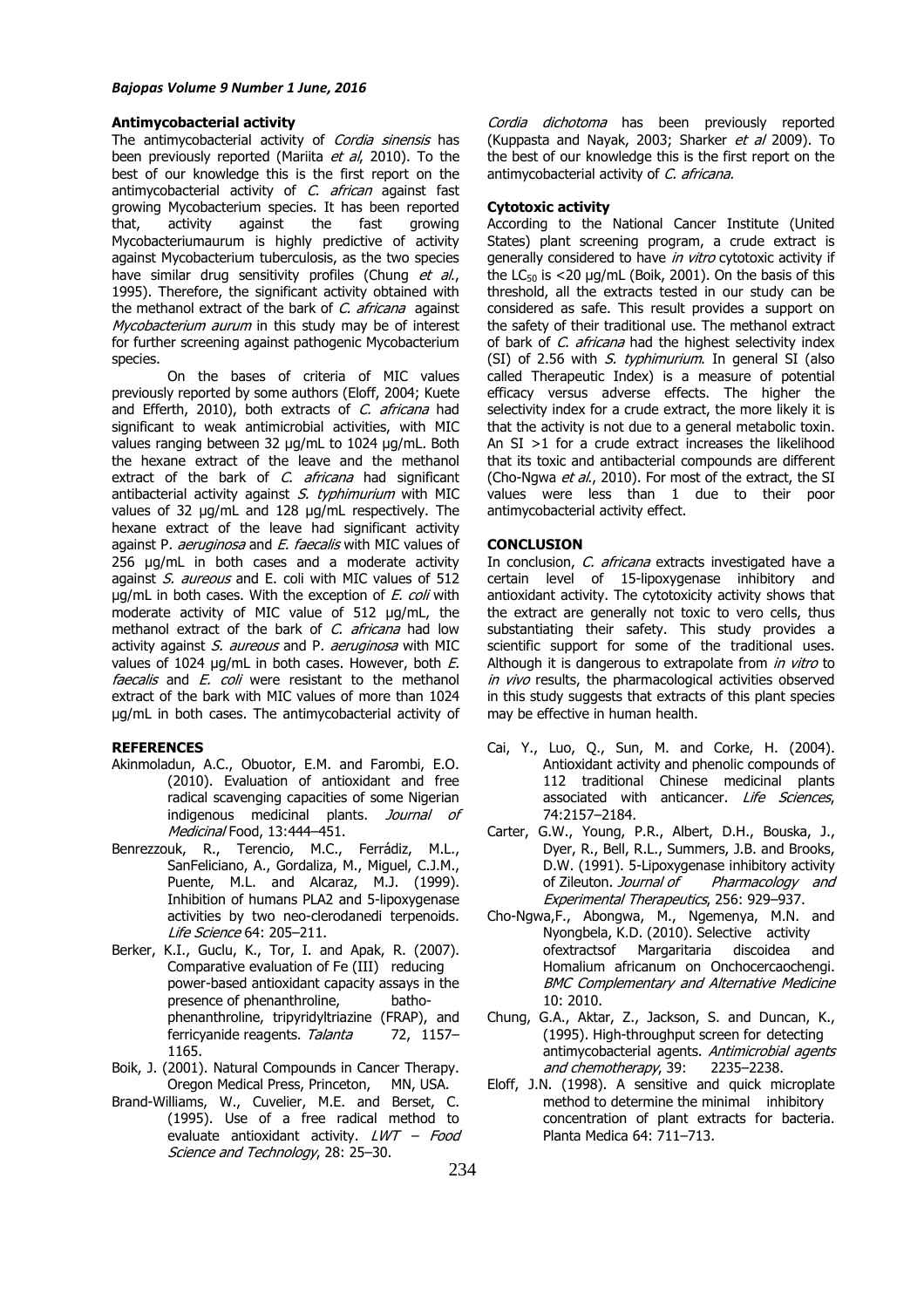**Antimycobacterial activity**

The antimycobacterial activity of *Cordia sinensis* has been previously reported (Mariita *et al*, 2010). To the best of our knowledge this is the first report on the antimycobacterial activity of *C. african* against fast growing Mycobacterium species. It has been reported that, activity against the fast growing Mycobacteriumaurum is highly predictive of activity against Mycobacterium tuberculosis, as the two species have similar drug sensitivity profiles (Chung *et al*., 1995). Therefore, the significant activity obtained with the methanol extract of the bark of *C. africana* against *Mycobacterium aurum* in this study may be of interest for further screening against pathogenic Mycobacterium species.

On the bases of criteria of MIC values previously reported by some authors (Eloff, 2004; Kuete and Efferth, 2010), both extracts of *C. africana* had significant to weak antimicrobial activities, with MIC values ranging between 32 µg/mL to 1024 µg/mL. Both the hexane extract of the leave and the methanol extract of the bark of *C. africana* had significant antibacterial activity against *S. typhimurium* with MIC values of 32 µg/mL and 128 µg/mL respectively. The hexane extract of the leave had significant activity against P*. aeruginosa* and *E. faecalis* with MIC values of 256 µg/mL in both cases and a moderate activity against *S. aureous* and E. coli with MIC values of 512 µg/mL in both cases. With the exception of *E. coli* with moderate activity of MIC value of 512 µg/mL, the methanol extract of the bark of *C. africana* had low activity against *S. aureous* and P*. aeruginosa* with MIC values of 1024 µg/mL in both cases. However, both *E. faecalis* and *E. coli* were resistant to the methanol extract of the bark with MIC values of more than 1024 µg/mL in both cases. The antimycobacterial activity of *Cordia dichotoma* has been previously reported (Kuppasta and Nayak, 2003; Sharker *et al* 2009). To the best of our knowledge this is the first report on the antimycobacterial activity of *C. africana.*

**Cytotoxic activity**

According to the National Cancer Institute (United States) plant screening program, a crude extract is generally considered to have *in vitro* cytotoxic activity if the $LC_{50}$ is <20 µg/mL (Boik, 2001). On the basis of this threshold, all the extracts tested in our study can be considered as safe. This result provides a support on the safety of their traditional use. The methanol extract of bark of *C. africana* had the highest selectivity index (SI) of 2.56 with *S. typhimurium*. In general SI (also called Therapeutic Index) is a measure of potential efficacy versus adverse effects. The higher the selectivity index for a crude extract, the more likely it is that the activity is not due to a general metabolic toxin. An SI >1 for a crude extract increases the likelihood that its toxic and antibacterial compounds are different (Cho-Ngwa *et al*., 2010). For most of the extract, the SI values were less than 1 due to their poor antimycobacterial activity effect.

**CONCLUSION**

In conclusion, *C. africana* extracts investigated have a certain level of 15-lipoxygenase inhibitory and antioxidant activity. The cytotoxicity activity shows that the extract are generally not toxic to vero cells, thus substantiating their safety. This study provides a scientific support for some of the traditional uses. Although it is dangerous to extrapolate from *in vitro* to *in vivo* results, the pharmacological activities observed in this study suggests that extracts of this plant species may be effective in human health.

**REFERENCES**

Akinmoladun, A.C., Obuotor, E.M. and Farombi, E.O. (2010). Evaluation of antioxidant and free radical scavenging capacities of some Nigerian indigenous medicinal plants. *Journal of Medicinal* Food, 13:444–451.

Benrezzouk, R., Terencio, M.C., Ferrádiz, M.L., SanFeliciano, A., Gordaliza, M., Miguel, C.J.M., Puente, M.L. and Alcaraz, M.J. (1999). Inhibition of humans PLA2 and 5-lipoxygenase activities by two neo-clerodanedi terpenoids. *Life Science* 64: 205–211.

Berker, K.I., Guclu, K., Tor, I. and Apak, R. (2007). Comparative evaluation of Fe (III) reducing power-based antioxidant capacity assays in the presence of phenanthroline, batho-phenanthroline, tripyridyltriazine (FRAP), and ferricyanide reagents. *Talanta* 72, 1157–1165.

Boik, J. (2001). Natural Compounds in Cancer Therapy. Oregon Medical Press, Princeton, MN, USA.

Brand-Williams, W., Cuvelier, M.E. and Berset, C. (1995). Use of a free radical method to evaluate antioxidant activity. *LWT – Food Science and Technology*, 28: 25–30.

Cai, Y., Luo, Q., Sun, M. and Corke, H. (2004). Antioxidant activity and phenolic compounds of 112 traditional Chinese medicinal plants associated with anticancer. *Life Sciences*, 74:2157–2184.

Carter, G.W., Young, P.R., Albert, D.H., Bouska, J., Dyer, R., Bell, R.L., Summers, J.B. and Brooks, D.W. (1991). 5-Lipoxygenase inhibitory activity of Zileuton. *Journal of Pharmacology and Experimental Therapeutics*, 256: 929–937.

Cho-Ngwa,F., Abongwa, M., Ngemenya, M.N. and Nyongbela, K.D. (2010). Selective activity ofextractsof Margaritaria discoidea and Homalium africanum on Onchocercaochengi. *BMC Complementary and Alternative Medicine* 10: 2010.

Chung, G.A., Aktar, Z., Jackson, S. and Duncan, K., (1995). High-throughput screen for detecting antimycobacterial agents. *Antimicrobial agents and chemotherapy*, 39: 2235–2238.

Eloff, J.N. (1998). A sensitive and quick microplate method to determine the minimal inhibitory concentration of plant extracts for bacteria. Planta Medica 64: 711–713.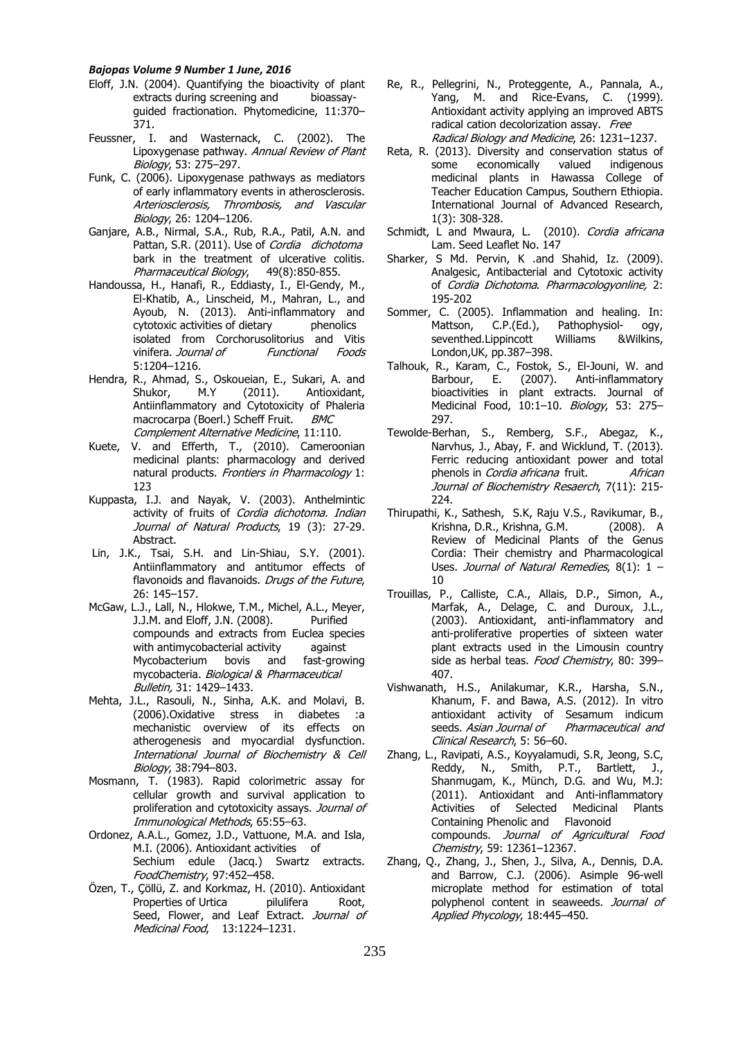Eloff, J.N. (2004). Quantifying the bioactivity of plant extracts during screening and bioassay-guided fractionation. Phytomedicine, 11:370–371.

Feussner, I. and Wasternack, C. (2002). The Lipoxygenase pathway. *Annual Review of Plant Biology*, 53: 275–297.

Funk, C. (2006). Lipoxygenase pathways as mediators of early inflammatory events in atherosclerosis. *Arteriosclerosis, Thrombosis, and Vascular Biology*, 26: 1204–1206.

Ganjare, A.B., Nirmal, S.A., Rub, R.A., Patil, A.N. and Pattan, S.R. (2011). Use of *Cordia dichotoma* bark in the treatment of ulcerative colitis. *Pharmaceutical Biology*, 49(8):850-855.

Handoussa, H., Hanafi, R., Eddiasty, I., El-Gendy, M., El-Khatib, A., Linscheid, M., Mahran, L., and Ayoub, N. (2013). Anti-inflammatory and cytotoxic activities of dietary phenolics isolated from Corchorusolitorius and Vitis vinifera. *Journal of Functional Foods* 5:1204–1216.

Hendra, R., Ahmad, S., Oskoueian, E., Sukari, A. and Shukor, M.Y (2011). Antioxidant, Antiinflammatory and Cytotoxicity of Phaleria macrocarpa (Boerl.) Scheff Fruit. *BMC Complement Alternative Medicine*, 11:110.

Kuete, V. and Efferth, T., (2010). Cameroonian medicinal plants: pharmacology and derived natural products. *Frontiers in Pharmacology* 1: 123

Kuppasta, I.J. and Nayak, V. (2003). Anthelmintic activity of fruits of *Cordia dichotoma. Indian Journal of Natural Products*, 19 (3): 27-29. Abstract.

Lin, J.K., Tsai, S.H. and Lin-Shiau, S.Y. (2001). Antiinflammatory and antitumor effects of flavonoids and flavanoids. *Drugs of the Future*, 26: 145–157.

McGaw, L.J., Lall, N., Hlokwe, T.M., Michel, A.L., Meyer, J.J.M. and Eloff, J.N. (2008). Purified compounds and extracts from Euclea species with antimycobacterial activity against Mycobacterium bovis and fast-growing mycobacteria. *Biological & Pharmaceutical Bulletin,* 31: 1429–1433.

Mehta, J.L., Rasouli, N., Sinha, A.K. and Molavi, B. (2006).Oxidative stress in diabetes :a mechanistic overview of its effects on atherogenesis and myocardial dysfunction. *International Journal of Biochemistry & Cell Biology*, 38:794–803.

Mosmann, T. (1983). Rapid colorimetric assay for cellular growth and survival application to proliferation and cytotoxicity assays. *Journal of Immunological Methods*, 65:55–63.

Ordonez, A.A.L., Gomez, J.D., Vattuone, M.A. and Isla, M.I. (2006). Antioxidant activities of Sechium edule (Jacq.) Swartz extracts. *FoodChemistry*, 97:452–458.

Özen, T., Çöllü, Z. and Korkmaz, H. (2010). Antioxidant Properties of Urtica pilulifera Root, Seed, Flower, and Leaf Extract. *Journal of Medicinal Food*, 13:1224–1231.

Re, R., Pellegrini, N., Proteggente, A., Pannala, A., Yang, M. and Rice-Evans, C. (1999). Antioxidant activity applying an improved ABTS radical cation decolorization assay. *Free Radical Biology and Medicine*, 26: 1231–1237.

Reta, R. (2013). Diversity and conservation status of some economically valued indigenous medicinal plants in Hawassa College of Teacher Education Campus, Southern Ethiopia. International Journal of Advanced Research, 1(3): 308-328.

Schmidt, L and Mwaura, L. (2010). *Cordia africana* Lam. Seed Leaflet No. 147

Sharker, S Md. Pervin, K .and Shahid, Iz. (2009). Analgesic, Antibacterial and Cytotoxic activity of *Cordia Dichotoma*. *Pharmacologyonline,* 2: 195-202

Sommer, C. (2005). Inflammation and healing. In: Mattson, C.P.(Ed.), Pathophysiol- ogy, seventhed.Lippincott Williams &Wilkins, London,UK, pp.387–398.

Talhouk, R., Karam, C., Fostok, S., El-Jouni, W. and Barbour, E. (2007). Anti-inflammatory bioactivities in plant extracts. Journal of Medicinal Food, 10:1–10. *Biology*, 53: 275–297.

Tewolde-Berhan, S., Remberg, S.F., Abegaz, K., Narvhus, J., Abay, F. and Wicklund, T. (2013). Ferric reducing antioxidant power and total phenols in *Cordia africana* fruit. *African Journal of Biochemistry Resaerch*, 7(11): 215-224.

Thirupathi, K., Sathesh, S.K, Raju V.S., Ravikumar, B., Krishna, D.R., Krishna, G.M. (2008). A Review of Medicinal Plants of the Genus Cordia: Their chemistry and Pharmacological Uses. *Journal of Natural Remedies*, 8(1): 1 – 10

Trouillas, P., Calliste, C.A., Allais, D.P., Simon, A., Marfak, A., Delage, C. and Duroux, J.L., (2003). Antioxidant, anti-inflammatory and anti-proliferative properties of sixteen water plant extracts used in the Limousin country side as herbal teas. *Food Chemistry*, 80: 399–407.

Vishwanath, H.S., Anilakumar, K.R., Harsha, S.N., Khanum, F. and Bawa, A.S. (2012). In vitro antioxidant activity of Sesamum indicum seeds. *Asian Journal of Pharmaceutical and Clinical Research*, 5: 56–60.

Zhang, L., Ravipati, A.S., Koyyalamudi, S.R, Jeong, S.C, Reddy, N., Smith, P.T., Bartlett, J., Shanmugam, K., Münch, D.G. and Wu, M.J: (2011). Antioxidant and Anti-inflammatory Activities of Selected Medicinal Plants Containing Phenolic and Flavonoid compounds. *Journal of Agricultural Food Chemistry*, 59: 12361–12367.

Zhang, Q., Zhang, J., Shen, J., Silva, A., Dennis, D.A. and Barrow, C.J. (2006). Asimple 96-well microplate method for estimation of total polyphenol content in seaweeds. *Journal of Applied Phycology*, 18:445–450.